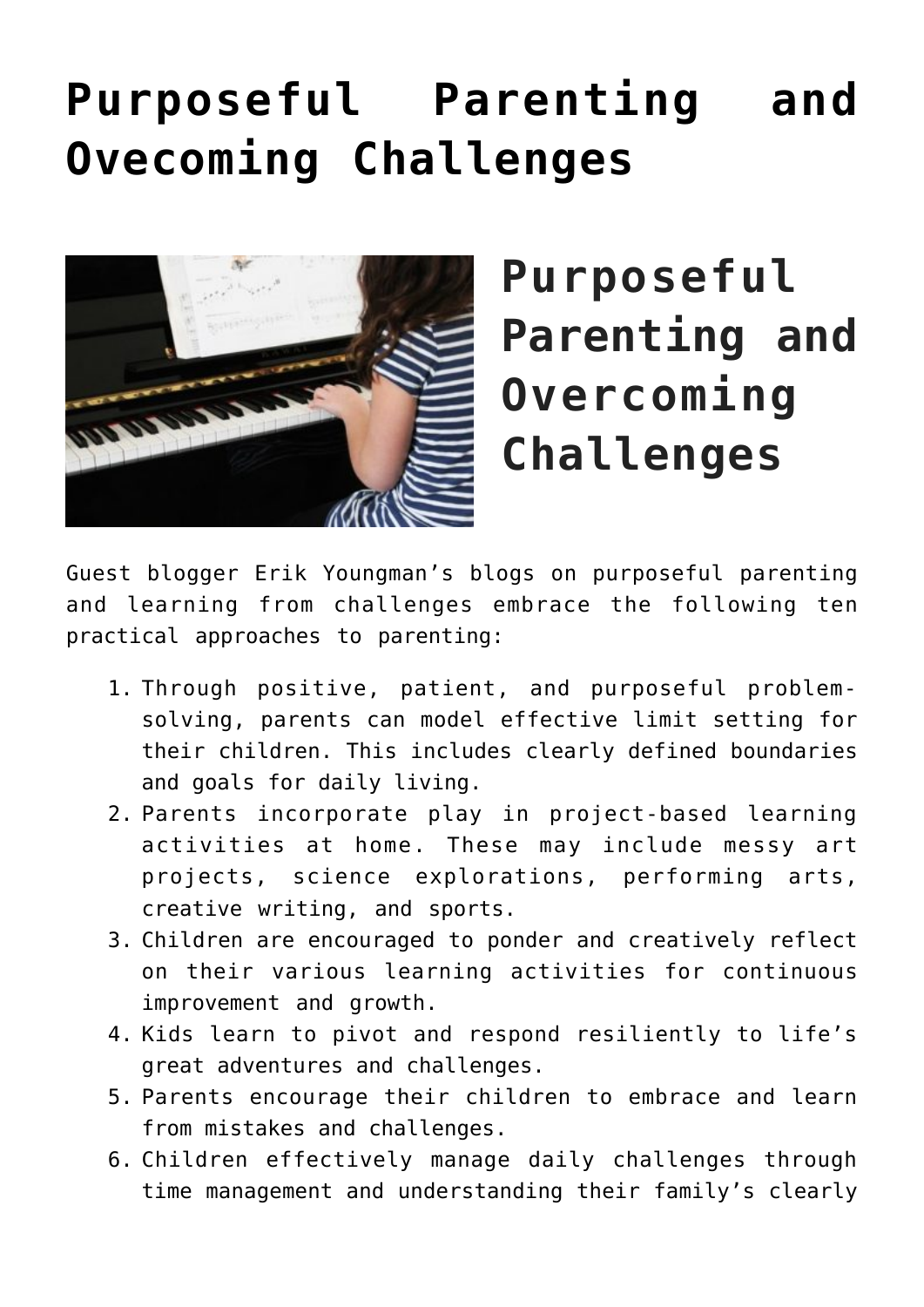# Purposeful Parenting and Ovecoming Challenges

## Purposeful Parenting and Overcoming Challenges

Guest blogger Erik Youngman's blogs on purposeful parenting and learning from challenges embrace the following ten practical approaches to parenting:

1. Through positive, patient, and purposeful problem-solving, parents can model effective limit setting for their children. This includes clearly defined boundaries and goals for daily living.
2. Parents incorporate play in project-based learning activities at home. These may include messy art projects, science explorations, performing arts, creative writing, and sports.
3. Children are encouraged to ponder and creatively reflect on their various learning activities for continuous improvement and growth.
4. Kids learn to pivot and respond resiliently to life's great adventures and challenges.
5. Parents encourage their children to embrace and learn from mistakes and challenges.
6. Children effectively manage daily challenges through time management and understanding their family's clearly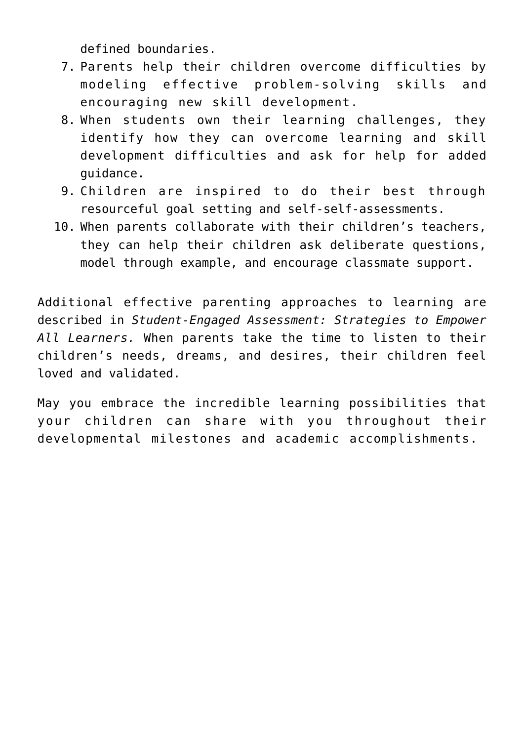defined boundaries.

7. Parents help their children overcome difficulties by modeling effective problem-solving skills and encouraging new skill development.
8. When students own their learning challenges, they identify how they can overcome learning and skill development difficulties and ask for help for added guidance.
9. Children are inspired to do their best through resourceful goal setting and self-self-assessments.
10. When parents collaborate with their children's teachers, they can help their children ask deliberate questions, model through example, and encourage classmate support.

Additional effective parenting approaches to learning are described in *Student-Engaged Assessment: Strategies to Empower All Learners.* When parents take the time to listen to their children's needs, dreams, and desires, their children feel loved and validated.

May you embrace the incredible learning possibilities that your children can share with you throughout their developmental milestones and academic accomplishments.